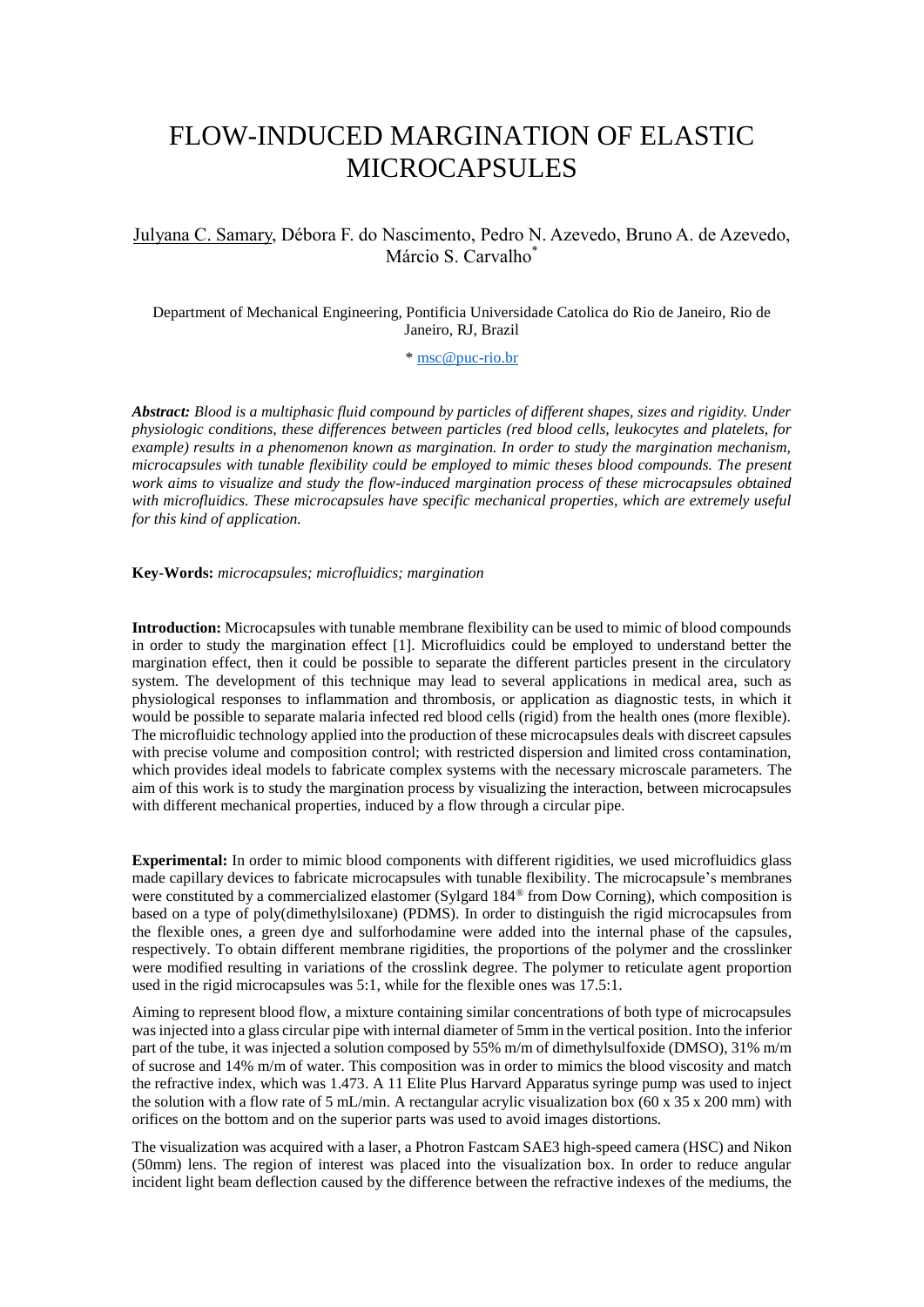# FLOW-INDUCED MARGINATION OF ELASTIC MICROCAPSULES

Julyana C. Samary, Débora F. do Nascimento, Pedro N. Azevedo, Bruno A. de Azevedo, Márcio S. Carvalho*

Department of Mechanical Engineering, Pontificia Universidade Catolica do Rio de Janeiro, Rio de Janeiro, RJ, Brazil

* msc@puc-rio.br

***Abstract:*** *Blood is a multiphasic fluid compound by particles of different shapes, sizes and rigidity. Under physiologic conditions, these differences between particles (red blood cells, leukocytes and platelets, for example) results in a phenomenon known as margination. In order to study the margination mechanism, microcapsules with tunable flexibility could be employed to mimic theses blood compounds. The present work aims to visualize and study the flow-induced margination process of these microcapsules obtained with microfluidics. These microcapsules have specific mechanical properties, which are extremely useful for this kind of application.*

**Key-Words:** *microcapsules; microfluidics; margination*

**Introduction:** Microcapsules with tunable membrane flexibility can be used to mimic of blood compounds in order to study the margination effect [1]. Microfluidics could be employed to understand better the margination effect, then it could be possible to separate the different particles present in the circulatory system. The development of this technique may lead to several applications in medical area, such as physiological responses to inflammation and thrombosis, or application as diagnostic tests, in which it would be possible to separate malaria infected red blood cells (rigid) from the health ones (more flexible). The microfluidic technology applied into the production of these microcapsules deals with discreet capsules with precise volume and composition control; with restricted dispersion and limited cross contamination, which provides ideal models to fabricate complex systems with the necessary microscale parameters. The aim of this work is to study the margination process by visualizing the interaction, between microcapsules with different mechanical properties, induced by a flow through a circular pipe.

**Experimental:** In order to mimic blood components with different rigidities, we used microfluidics glass made capillary devices to fabricate microcapsules with tunable flexibility. The microcapsule's membranes were constituted by a commercialized elastomer (Sylgard 184® from Dow Corning), which composition is based on a type of poly(dimethylsiloxane) (PDMS). In order to distinguish the rigid microcapsules from the flexible ones, a green dye and sulforhodamine were added into the internal phase of the capsules, respectively. To obtain different membrane rigidities, the proportions of the polymer and the crosslinker were modified resulting in variations of the crosslink degree. The polymer to reticulate agent proportion used in the rigid microcapsules was 5:1, while for the flexible ones was 17.5:1.

Aiming to represent blood flow, a mixture containing similar concentrations of both type of microcapsules was injected into a glass circular pipe with internal diameter of 5mm in the vertical position. Into the inferior part of the tube, it was injected a solution composed by 55% m/m of dimethylsulfoxide (DMSO), 31% m/m of sucrose and 14% m/m of water. This composition was in order to mimics the blood viscosity and match the refractive index, which was 1.473. A 11 Elite Plus Harvard Apparatus syringe pump was used to inject the solution with a flow rate of 5 mL/min. A rectangular acrylic visualization box (60 x 35 x 200 mm) with orifices on the bottom and on the superior parts was used to avoid images distortions.

The visualization was acquired with a laser, a Photron Fastcam SAE3 high-speed camera (HSC) and Nikon (50mm) lens. The region of interest was placed into the visualization box. In order to reduce angular incident light beam deflection caused by the difference between the refractive indexes of the mediums, the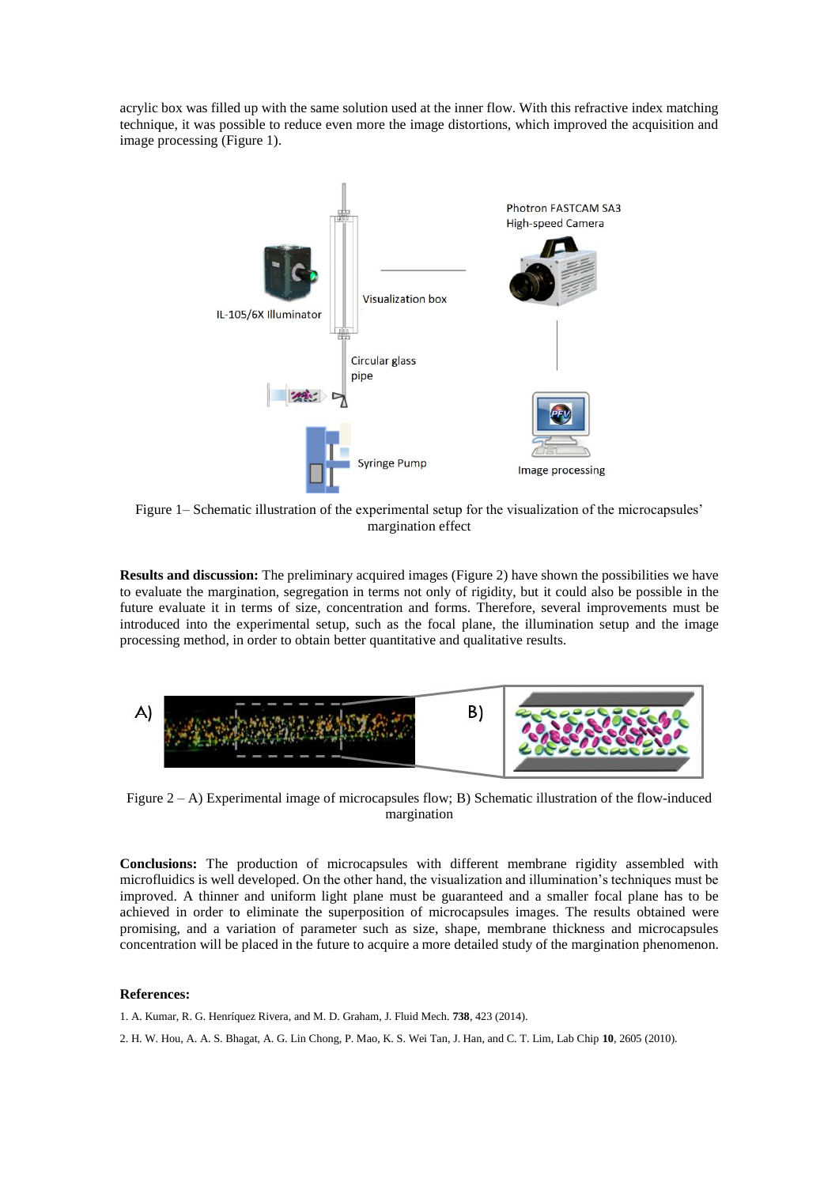acrylic box was filled up with the same solution used at the inner flow. With this refractive index matching technique, it was possible to reduce even more the image distortions, which improved the acquisition and image processing (Figure 1).

Photron FASTCAM SA3
High-speed Camera

IL-105/6X Illuminator

Visualization box

Circular glass pipe

Syringe Pump

Image processing

Figure 1– Schematic illustration of the experimental setup for the visualization of the microcapsules' margination effect

**Results and discussion:** The preliminary acquired images (Figure 2) have shown the possibilities we have to evaluate the margination, segregation in terms not only of rigidity, but it could also be possible in the future evaluate it in terms of size, concentration and forms. Therefore, several improvements must be introduced into the experimental setup, such as the focal plane, the illumination setup and the image processing method, in order to obtain better quantitative and qualitative results.

A)

B)

Figure 2 – A) Experimental image of microcapsules flow; B) Schematic illustration of the flow-induced margination

**Conclusions:** The production of microcapsules with different membrane rigidity assembled with microfluidics is well developed. On the other hand, the visualization and illumination's techniques must be improved. A thinner and uniform light plane must be guaranteed and a smaller focal plane has to be achieved in order to eliminate the superposition of microcapsules images. The results obtained were promising, and a variation of parameter such as size, shape, membrane thickness and microcapsules concentration will be placed in the future to acquire a more detailed study of the margination phenomenon.

**References:**

1. A. Kumar, R. G. Henríquez Rivera, and M. D. Graham, J. Fluid Mech. **738**, 423 (2014).

2. H. W. Hou, A. A. S. Bhagat, A. G. Lin Chong, P. Mao, K. S. Wei Tan, J. Han, and C. T. Lim, Lab Chip **10**, 2605 (2010).